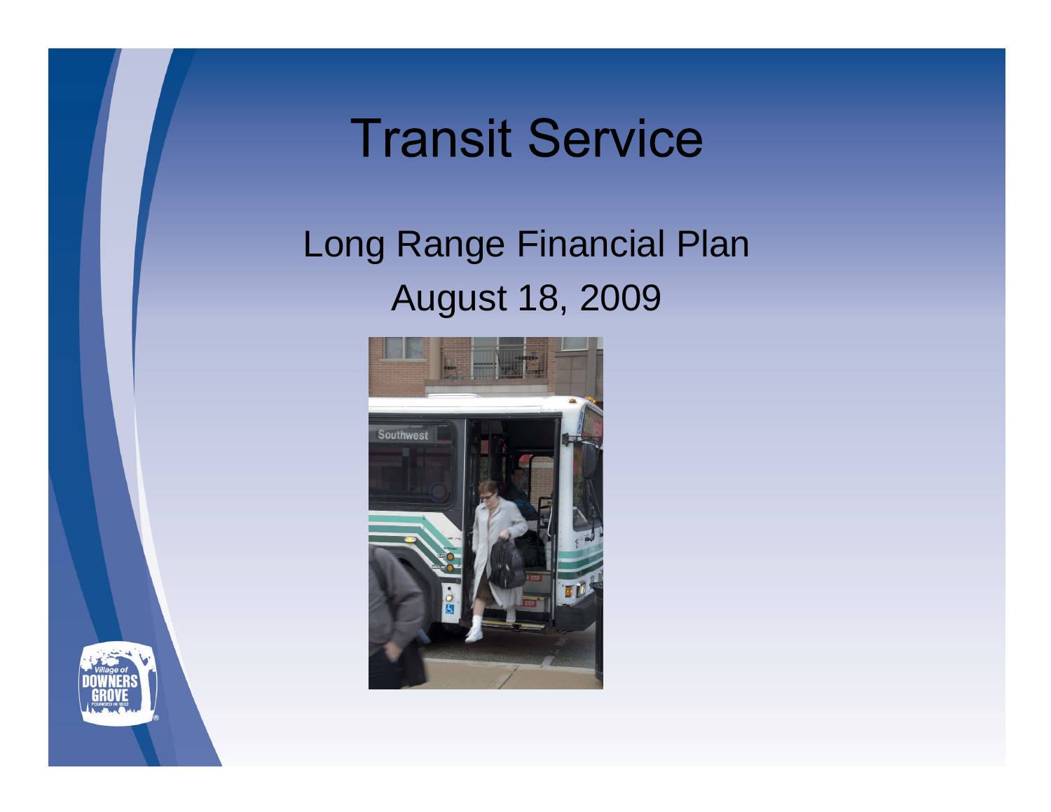# Transit Service

## Long Range Financial Plan

August 18, 2009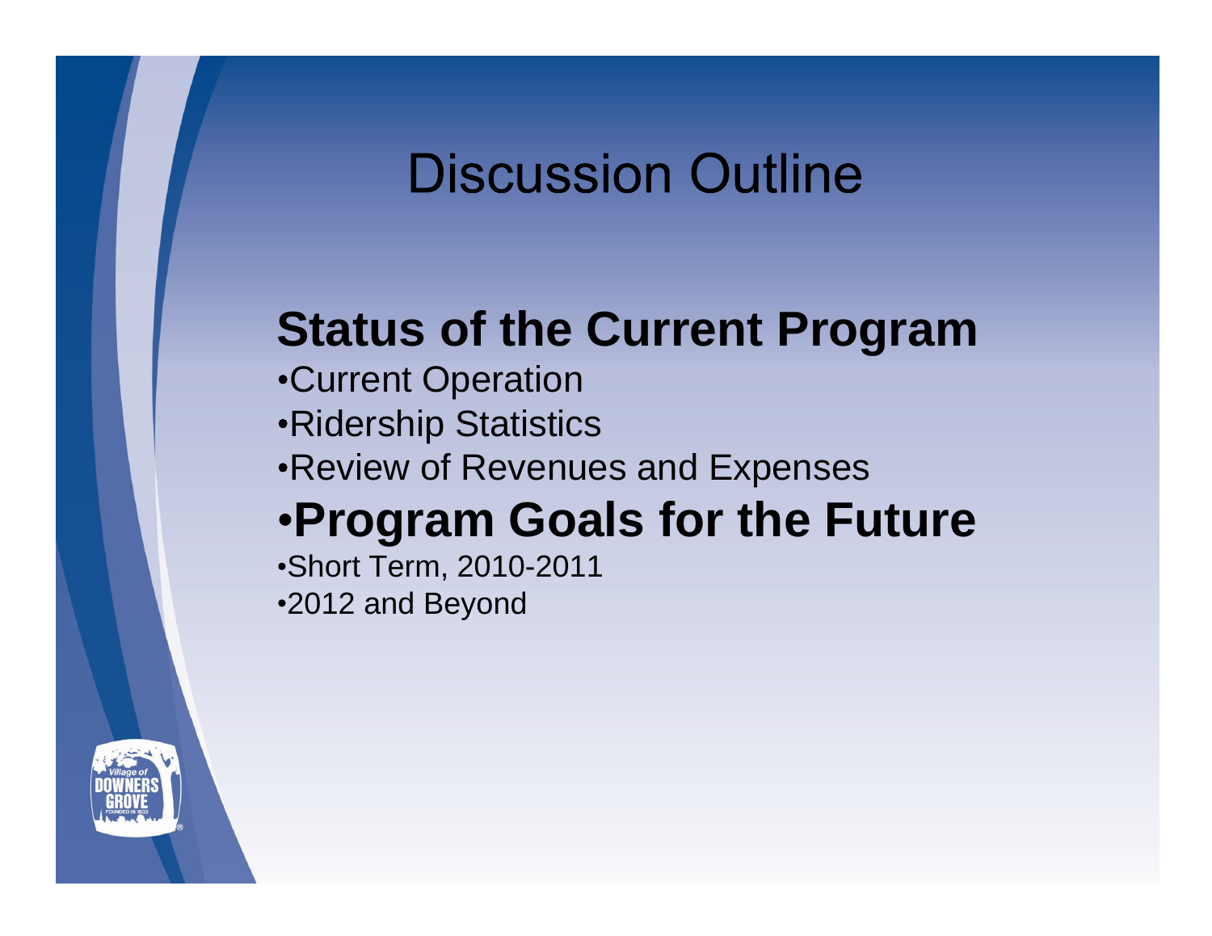# Discussion Outline

## Status of the Current Program

- Current Operation
- Ridership Statistics
- Review of Revenues and Expenses

## •Program Goals for the Future

- Short Term, 2010-2011
- 2012 and Beyond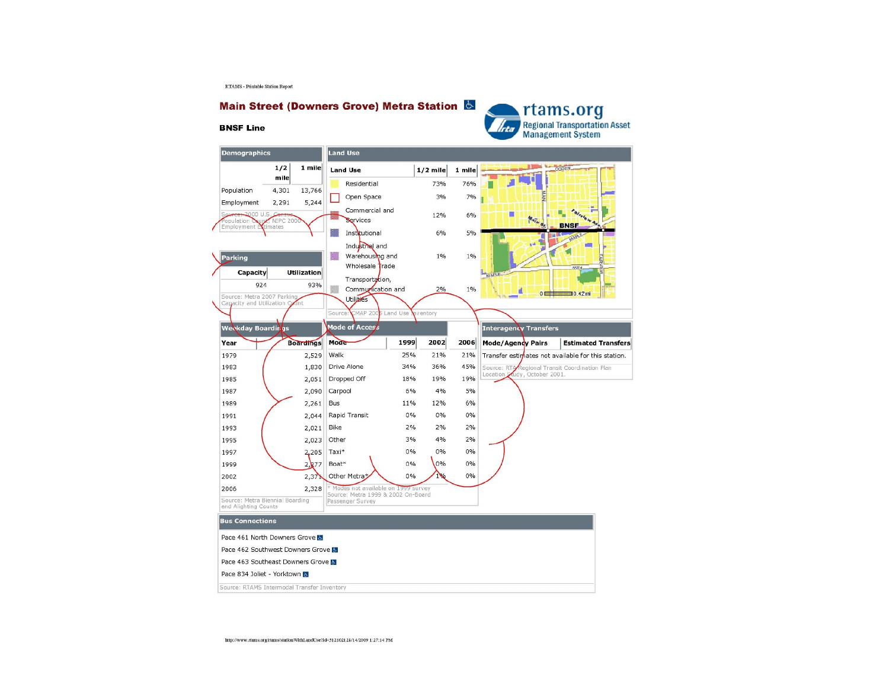# Main Street (Downers Grove) Metra Station

**BNSF Line**

rtams.org
Regional Transportation Asset Management System

## Demographics

| | 1/2 mile | 1 mile |
|---|---|---|
| Population | 4,301 | 13,766 |
| Employment | 2,291 | 5,244 |

Source: 2000 U.S. Census Population Count; NIPC 2000 Employment Estimates

## Land Use

| Land Use | 1/2 mile | 1 mile |
|---|---|---|
| Residential | 73% | 76% |
| Open Space | 3% | 7% |
| Commercial and Services | 12% | 6% |
| Institutional | 6% | 5% |
| Industrial and Warehousing and Wholesale Trade | 1% | 1% |
| Transportation, Communication and Utilities | 2% | 1% |

Source: CMAP 2005 Land Use Inventory

## Parking

| Capacity | Utilization |
|---|---|
| 924 | 93% |

Source: Metra 2007 Parking Capacity and Utilization Count

## Weekday Boardings

| Year | Boardings |
|---|---|
| 1979 | 2,529 |
| 1983 | 1,830 |
| 1985 | 2,051 |
| 1987 | 2,090 |
| 1989 | 2,261 |
| 1991 | 2,044 |
| 1993 | 2,021 |
| 1995 | 2,023 |
| 1997 | 2,205 |
| 1999 | 2,277 |
| 2002 | 2,371 |
| 2006 | 2,328 |

Source: Metra Biennial Boarding and Alighting Counts

## Mode of Access

| Mode | 1999 | 2002 | 2006 |
|---|---|---|---|
| Walk | 25% | 21% | 21% |
| Drive Alone | 34% | 36% | 45% |
| Dropped Off | 18% | 19% | 19% |
| Carpool | 6% | 4% | 5% |
| Bus | 11% | 12% | 6% |
| Rapid Transit | 0% | 0% | 0% |
| Bike | 2% | 2% | 2% |
| Other | 3% | 4% | 2% |
| Taxi* | 0% | 0% | 0% |
| Boat* | 0% | 0% | 0% |
| Other Metra* | 0% | 1% | 0% |

\* Modes not available on 1999 survey
Source: Metra 1999 & 2002 On-Board Passenger Survey

## Interagency Transfers

| Mode/Agency Pairs | Estimated Transfers |
|---|---|
| Transfer estimates not available for this station. | |

Source: RTA Regional Transit Coordination Plan Location Study, October 2001.

## Bus Connections

Pace 461 North Downers Grove
Pace 462 Southwest Downers Grove
Pace 463 Southeast Downers Grove
Pace 834 Joliet - Yorktown

Source: RTAMS Intermodal Transfer Inventory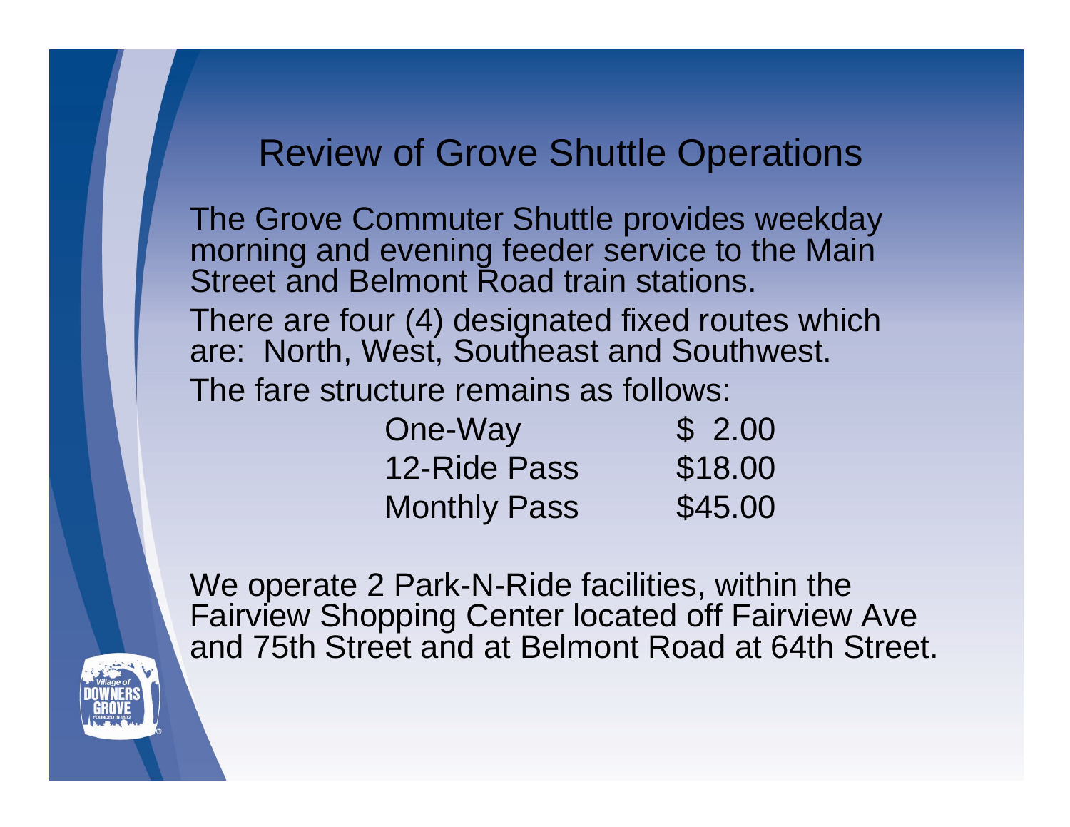# Review of Grove Shuttle Operations

The Grove Commuter Shuttle provides weekday morning and evening feeder service to the Main Street and Belmont Road train stations.

There are four (4) designated fixed routes which are: North, West, Southeast and Southwest.

The fare structure remains as follows:

| | |
|---|---|
| One-Way | $ 2.00 |
| 12-Ride Pass | $18.00 |
| Monthly Pass | $45.00 |

We operate 2 Park-N-Ride facilities, within the Fairview Shopping Center located off Fairview Ave and 75th Street and at Belmont Road at 64th Street.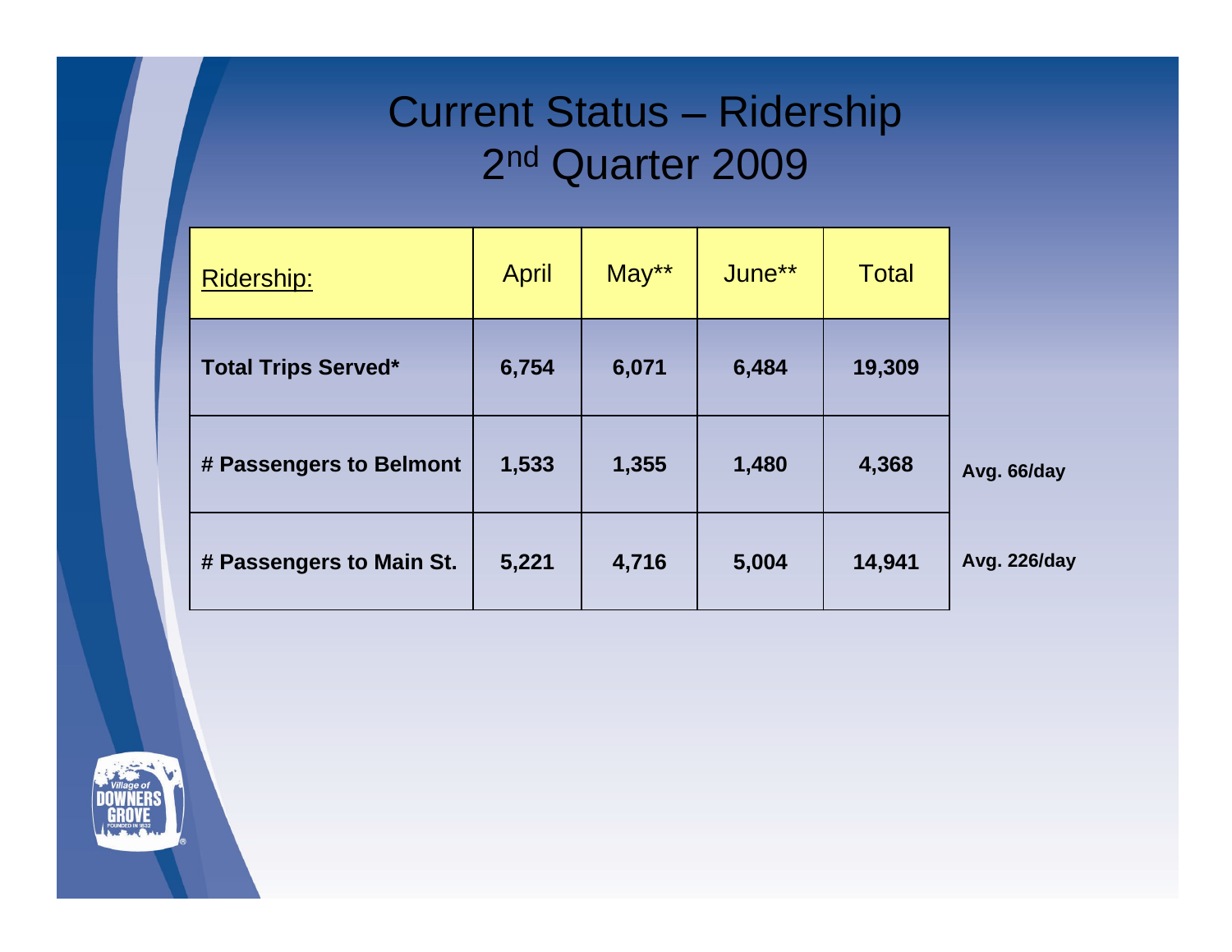# Current Status – Ridership
## 2nd Quarter 2009

| Ridership: | April | May** | June** | Total | |
|---|---|---|---|---|---|
| **Total Trips Served*** | **6,754** | **6,071** | **6,484** | **19,309** | |
| **# Passengers to Belmont** | **1,533** | **1,355** | **1,480** | **4,368** | **Avg. 66/day** |
| **# Passengers to Main St.** | **5,221** | **4,716** | **5,004** | **14,941** | **Avg. 226/day** |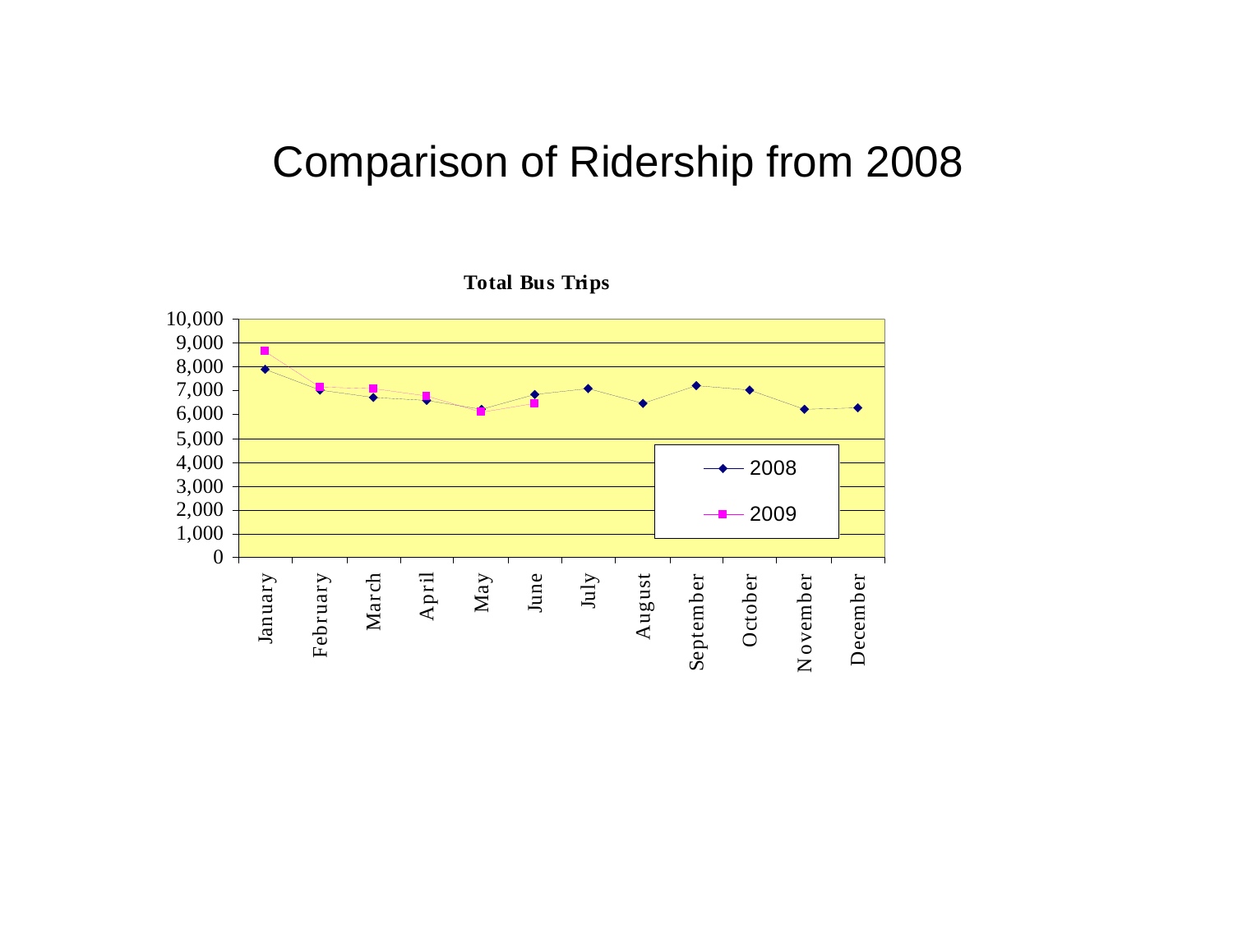# Comparison of Ridership from 2008

**Total Bus Trips**

| Month | 2008 | 2009 |
|---|---|---|
| January | 7,900 | 8,650 |
| February | 7,000 | 7,150 |
| March | 6,700 | 7,100 |
| April | 6,600 | 6,750 |
| May | 6,200 | 6,100 |
| June | 6,800 | 6,450 |
| July | 7,050 | |
| August | 6,450 | |
| September | 7,200 | |
| October | 7,000 | |
| November | 6,200 | |
| December | 6,250 | |

*(Values estimated from line chart.)*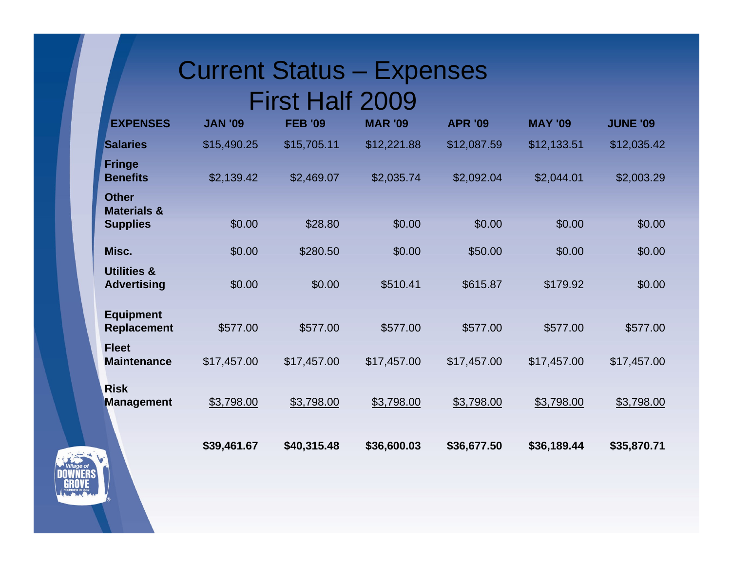# Current Status – Expenses First Half 2009

| EXPENSES | JAN '09 | FEB '09 | MAR '09 | APR '09 | MAY '09 | JUNE '09 |
|---|---|---|---|---|---|---|
| **Salaries** | $15,490.25 | $15,705.11 | $12,221.88 | $12,087.59 | $12,133.51 | $12,035.42 |
| **Fringe Benefits** | $2,139.42 | $2,469.07 | $2,035.74 | $2,092.04 | $2,044.01 | $2,003.29 |
| **Other Materials & Supplies** | $0.00 | $28.80 | $0.00 | $0.00 | $0.00 | $0.00 |
| **Misc.** | $0.00 | $280.50 | $0.00 | $50.00 | $0.00 | $0.00 |
| **Utilities & Advertising** | $0.00 | $0.00 | $510.41 | $615.87 | $179.92 | $0.00 |
| **Equipment Replacement** | $577.00 | $577.00 | $577.00 | $577.00 | $577.00 | $577.00 |
| **Fleet Maintenance** | $17,457.00 | $17,457.00 | $17,457.00 | $17,457.00 | $17,457.00 | $17,457.00 |
| **Risk Management** | $3,798.00 | $3,798.00 | $3,798.00 | $3,798.00 | $3,798.00 | $3,798.00 |
| | **$39,461.67** | **$40,315.48** | **$36,600.03** | **$36,677.50** | **$36,189.44** | **$35,870.71** |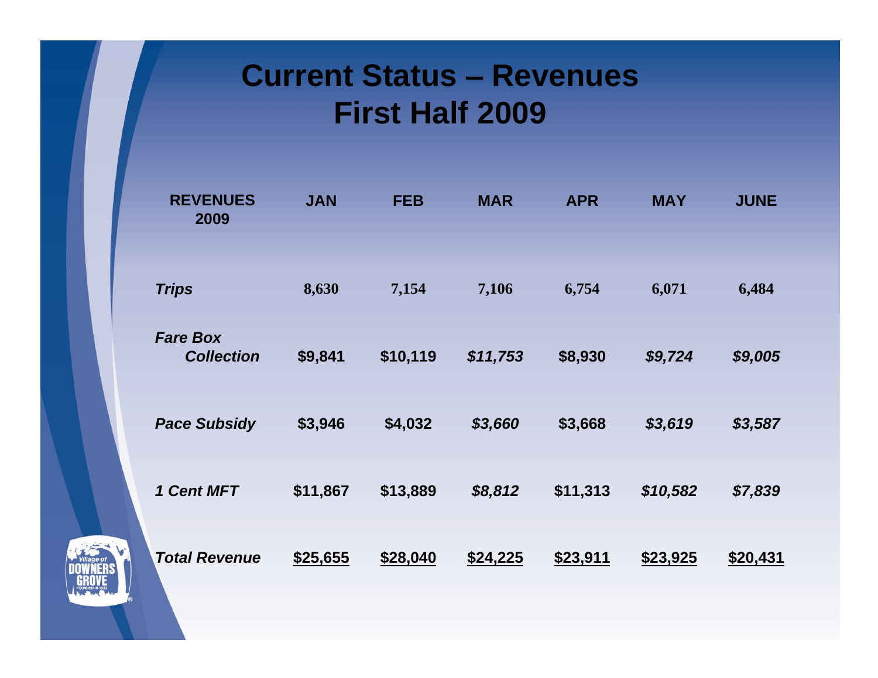# Current Status – Revenues First Half 2009

| REVENUES 2009 | JAN | FEB | MAR | APR | MAY | JUNE |
|---|---|---|---|---|---|---|
| ***Trips*** | **8,630** | **7,154** | **7,106** | **6,754** | **6,071** | **6,484** |
| ***Fare Box Collection*** | **$9,841** | **$10,119** | ***$11,753*** | **$8,930** | ***$9,724*** | ***$9,005*** |
| ***Pace Subsidy*** | **$3,946** | **$4,032** | ***$3,660*** | **$3,668** | ***$3,619*** | ***$3,587*** |
| ***1 Cent MFT*** | **$11,867** | **$13,889** | ***$8,812*** | **$11,313** | ***$10,582*** | ***$7,839*** |
| ***Total Revenue*** | **$25,655** | **$28,040** | **$24,225** | **$23,911** | **$23,925** | **$20,431** |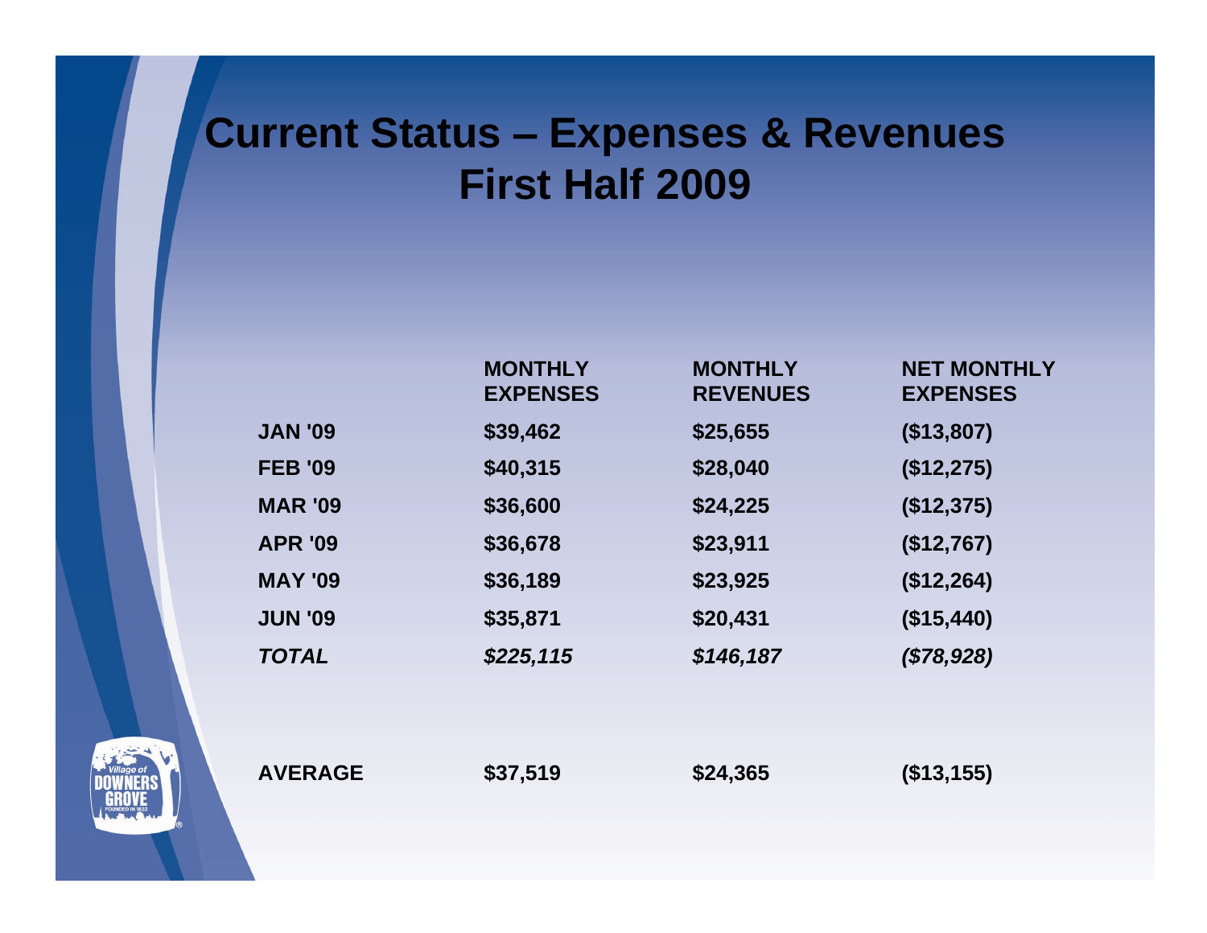# Current Status – Expenses & Revenues First Half 2009

| | MONTHLY EXPENSES | MONTHLY REVENUES | NET MONTHLY EXPENSES |
|---|---|---|---|
| **JAN '09** | **$39,462** | **$25,655** | **($13,807)** |
| **FEB '09** | **$40,315** | **$28,040** | **($12,275)** |
| **MAR '09** | **$36,600** | **$24,225** | **($12,375)** |
| **APR '09** | **$36,678** | **$23,911** | **($12,767)** |
| **MAY '09** | **$36,189** | **$23,925** | **($12,264)** |
| **JUN '09** | **$35,871** | **$20,431** | **($15,440)** |
| ***TOTAL*** | ***$225,115*** | ***$146,187*** | ***($78,928)*** |
| | | | |
| **AVERAGE** | **$37,519** | **$24,365** | **($13,155)** |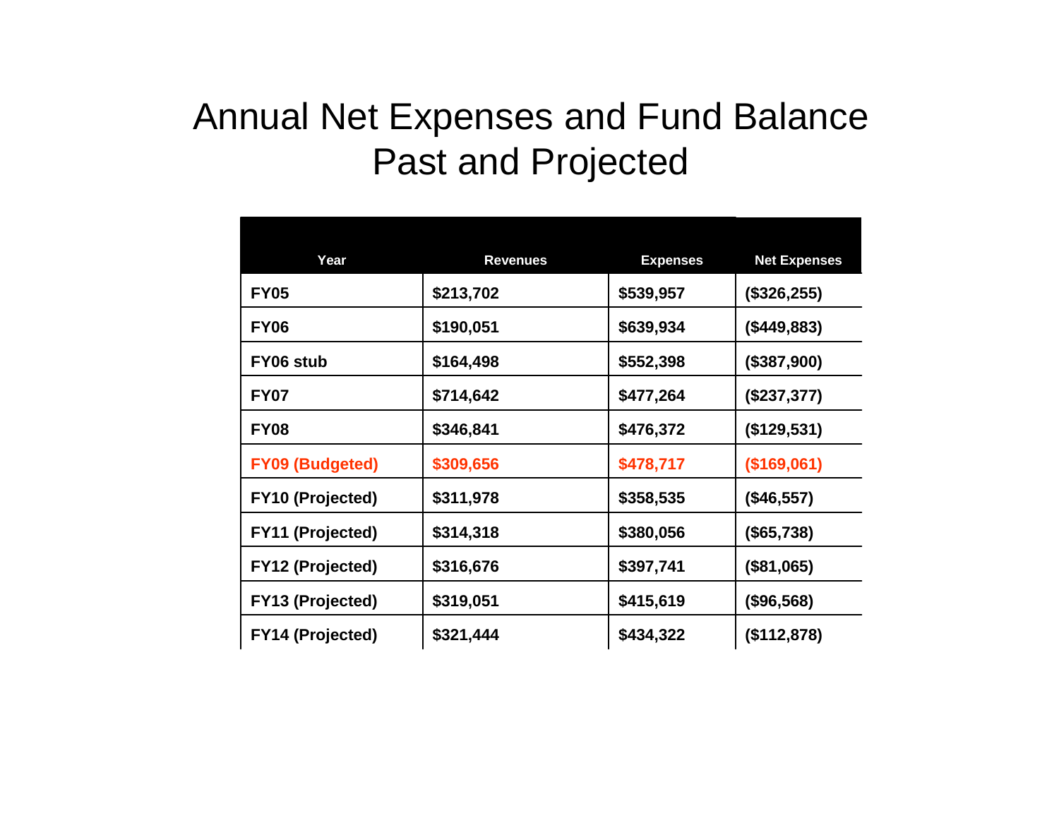# Annual Net Expenses and Fund Balance Past and Projected

| Year | Revenues | Expenses | Net Expenses |
|---|---|---|---|
| **FY05** | **$213,702** | **$539,957** | **($326,255)** |
| **FY06** | **$190,051** | **$639,934** | **($449,883)** |
| **FY06 stub** | **$164,498** | **$552,398** | **($387,900)** |
| **FY07** | **$714,642** | **$477,264** | **($237,377)** |
| **FY08** | **$346,841** | **$476,372** | **($129,531)** |
| **FY09 (Budgeted)** | **$309,656** | **$478,717** | **($169,061)** |
| **FY10 (Projected)** | **$311,978** | **$358,535** | **($46,557)** |
| **FY11 (Projected)** | **$314,318** | **$380,056** | **($65,738)** |
| **FY12 (Projected)** | **$316,676** | **$397,741** | **($81,065)** |
| **FY13 (Projected)** | **$319,051** | **$415,619** | **($96,568)** |
| **FY14 (Projected)** | **$321,444** | **$434,322** | **($112,878)** |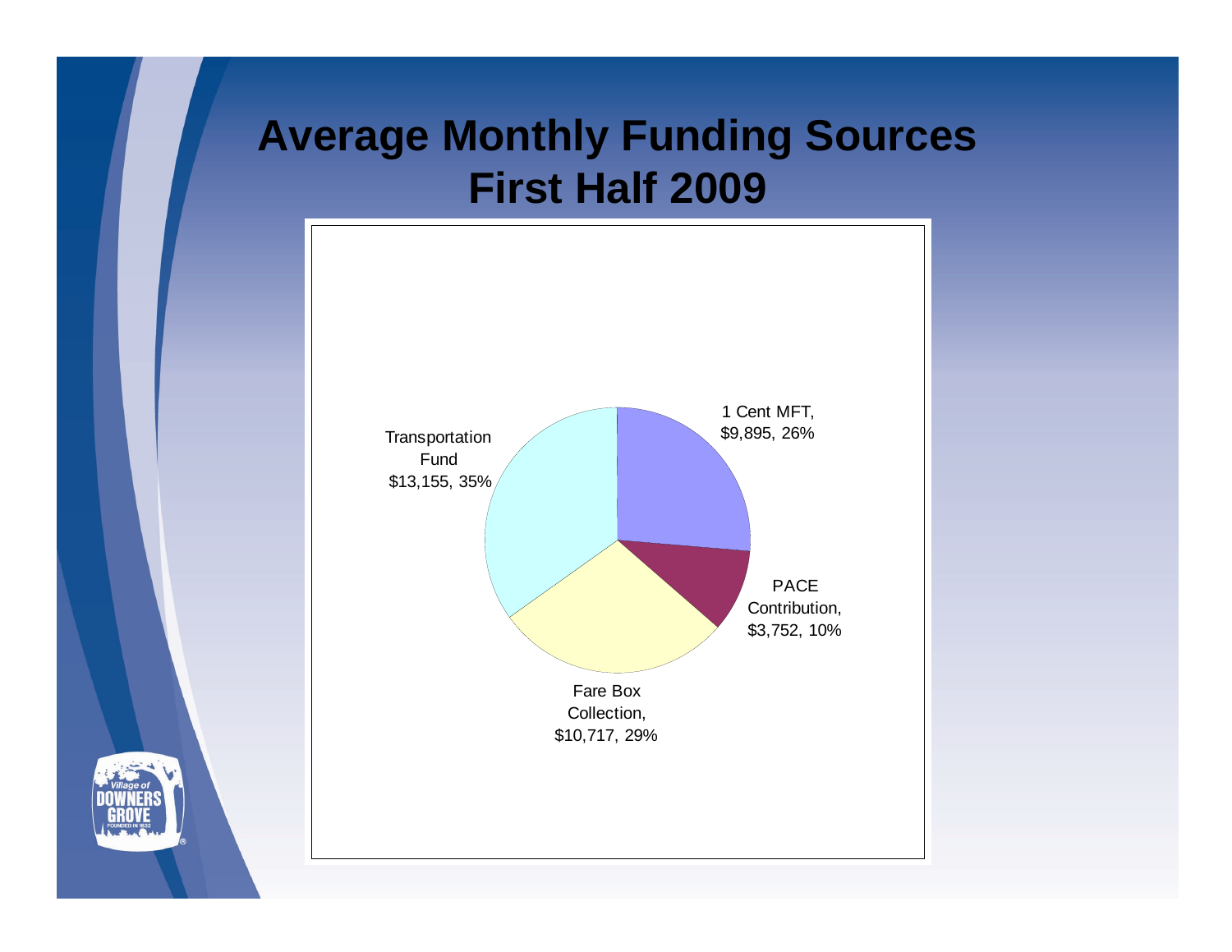# Average Monthly Funding Sources First Half 2009

Transportation Fund $13,155, 35%

1 Cent MFT, $9,895, 26%

PACE Contribution, $3,752, 10%

Fare Box Collection, $10,717, 29%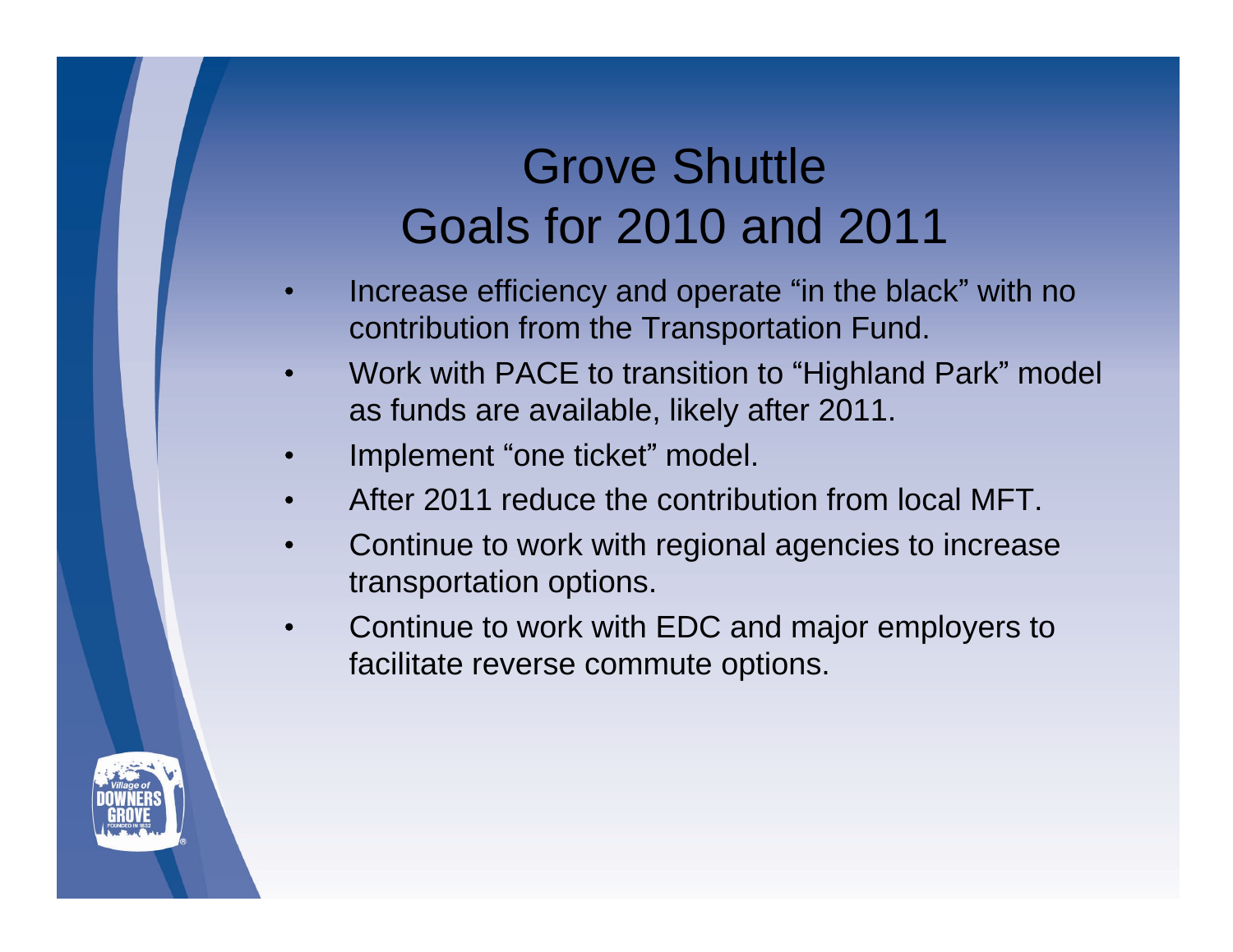# Grove Shuttle
# Goals for 2010 and 2011

- Increase efficiency and operate “in the black” with no contribution from the Transportation Fund.
- Work with PACE to transition to “Highland Park” model as funds are available, likely after 2011.
- Implement “one ticket” model.
- After 2011 reduce the contribution from local MFT.
- Continue to work with regional agencies to increase transportation options.
- Continue to work with EDC and major employers to facilitate reverse commute options.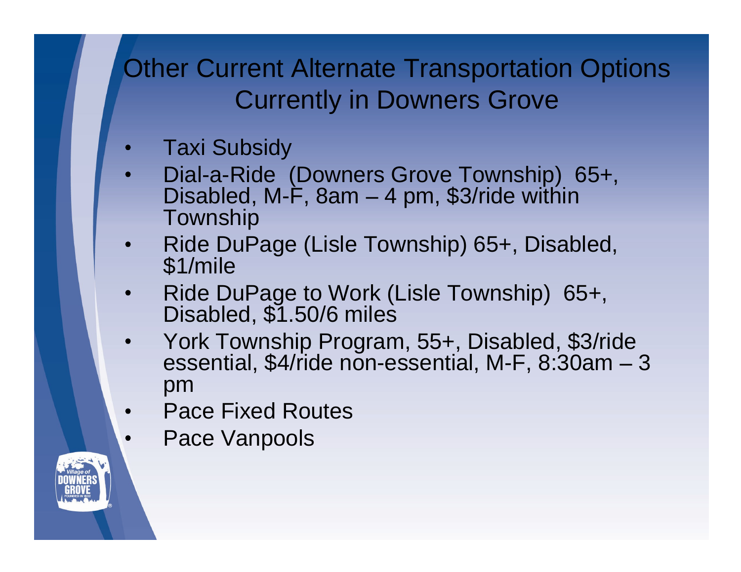# Other Current Alternate Transportation Options Currently in Downers Grove

- Taxi Subsidy
- Dial-a-Ride (Downers Grove Township) 65+, Disabled, M-F, 8am – 4 pm, $3/ride within Township
- Ride DuPage (Lisle Township) 65+, Disabled, $1/mile
- Ride DuPage to Work (Lisle Township) 65+, Disabled, $1.50/6 miles
- York Township Program, 55+, Disabled, $3/ride essential, $4/ride non-essential, M-F, 8:30am – 3 pm
- Pace Fixed Routes
- Pace Vanpools